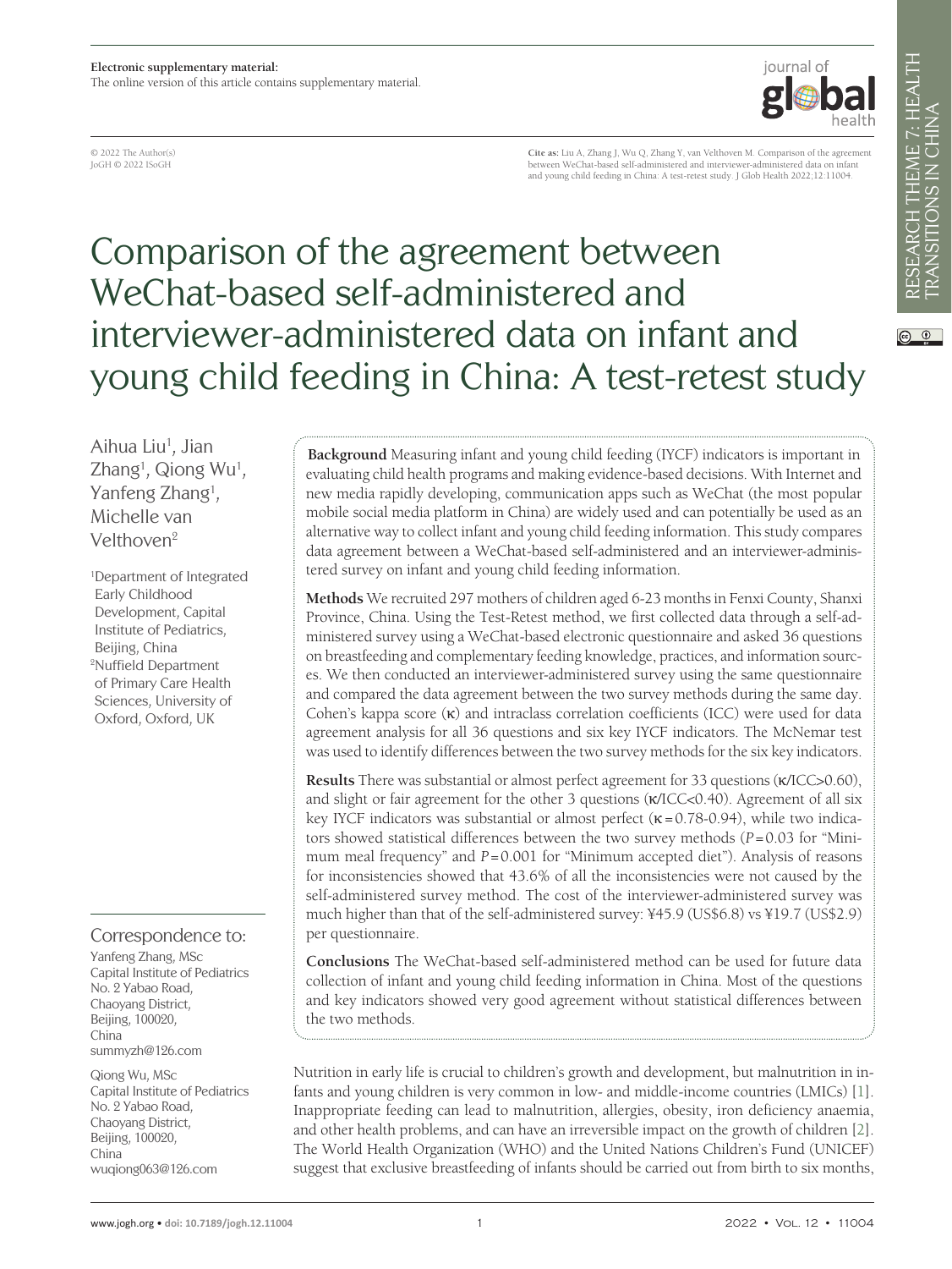**Electronic supplementary material:**
The online version of this article contains supplementary material.

© 2022 The Author(s)
JoGH © 2022 ISoGH

**Cite as:** Liu A, Zhang J, Wu Q, Zhang Y, van Velthoven M. Comparison of the agreement between WeChat-based self-administered and interviewer-administered data on infant and young child feeding in China: A test-retest study. J Glob Health 2022;12:11004.

# Comparison of the agreement between WeChat-based self-administered and interviewer-administered data on infant and young child feeding in China: A test-retest study

Aihua Liu[1], Jian Zhang[1], Qiong Wu[1], Yanfeng Zhang[1], Michelle van Velthoven[2]

[1]Department of Integrated Early Childhood Development, Capital Institute of Pediatrics, Beijing, China
[2]Nuffield Department of Primary Care Health Sciences, University of Oxford, Oxford, UK

**Background** Measuring infant and young child feeding (IYCF) indicators is important in evaluating child health programs and making evidence-based decisions. With Internet and new media rapidly developing, communication apps such as WeChat (the most popular mobile social media platform in China) are widely used and can potentially be used as an alternative way to collect infant and young child feeding information. This study compares data agreement between a WeChat-based self-administered and an interviewer-administered survey on infant and young child feeding information.

**Methods** We recruited 297 mothers of children aged 6-23 months in Fenxi County, Shanxi Province, China. Using the Test-Retest method, we first collected data through a self-administered survey using a WeChat-based electronic questionnaire and asked 36 questions on breastfeeding and complementary feeding knowledge, practices, and information sources. We then conducted an interviewer-administered survey using the same questionnaire and compared the data agreement between the two survey methods during the same day. Cohen's kappa score (κ) and intraclass correlation coefficients (ICC) were used for data agreement analysis for all 36 questions and six key IYCF indicators. The McNemar test was used to identify differences between the two survey methods for the six key indicators.

**Results** There was substantial or almost perfect agreement for 33 questions (κ/ICC>0.60), and slight or fair agreement for the other 3 questions (κ/ICC<0.40). Agreement of all six key IYCF indicators was substantial or almost perfect (κ = 0.78-0.94), while two indicators showed statistical differences between the two survey methods ($P = 0.03$ for "Minimum meal frequency" and $P = 0.001$ for "Minimum accepted diet"). Analysis of reasons for inconsistencies showed that 43.6% of all the inconsistencies were not caused by the self-administered survey method. The cost of the interviewer-administered survey was much higher than that of the self-administered survey: ¥45.9 (US$6.8) vs ¥19.7 (US$2.9) per questionnaire.

**Conclusions** The WeChat-based self-administered method can be used for future data collection of infant and young child feeding information in China. Most of the questions and key indicators showed very good agreement without statistical differences between the two methods.

Correspondence to:

Yanfeng Zhang, MSc
Capital Institute of Pediatrics
No. 2 Yabao Road,
Chaoyang District,
Beijing, 100020,
China
summyzh@126.com

Qiong Wu, MSc
Capital Institute of Pediatrics
No. 2 Yabao Road,
Chaoyang District,
Beijing, 100020,
China
wuqiong063@126.com

Nutrition in early life is crucial to children's growth and development, but malnutrition in infants and young children is very common in low- and middle-income countries (LMICs) [1]. Inappropriate feeding can lead to malnutrition, allergies, obesity, iron deficiency anaemia, and other health problems, and can have an irreversible impact on the growth of children [2]. The World Health Organization (WHO) and the United Nations Children's Fund (UNICEF) suggest that exclusive breastfeeding of infants should be carried out from birth to six months,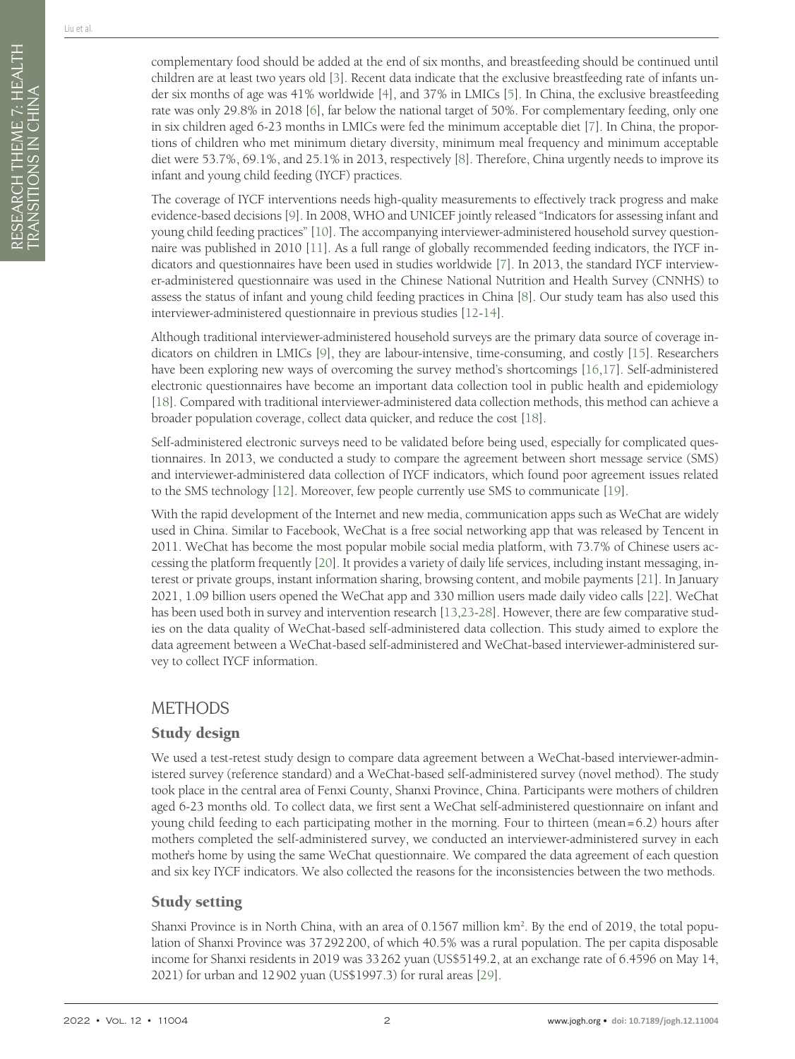complementary food should be added at the end of six months, and breastfeeding should be continued until children are at least two years old [3]. Recent data indicate that the exclusive breastfeeding rate of infants under six months of age was 41% worldwide [4], and 37% in LMICs [5]. In China, the exclusive breastfeeding rate was only 29.8% in 2018 [6], far below the national target of 50%. For complementary feeding, only one in six children aged 6-23 months in LMICs were fed the minimum acceptable diet [7]. In China, the proportions of children who met minimum dietary diversity, minimum meal frequency and minimum acceptable diet were 53.7%, 69.1%, and 25.1% in 2013, respectively [8]. Therefore, China urgently needs to improve its infant and young child feeding (IYCF) practices.

The coverage of IYCF interventions needs high-quality measurements to effectively track progress and make evidence-based decisions [9]. In 2008, WHO and UNICEF jointly released "Indicators for assessing infant and young child feeding practices" [10]. The accompanying interviewer-administered household survey questionnaire was published in 2010 [11]. As a full range of globally recommended feeding indicators, the IYCF indicators and questionnaires have been used in studies worldwide [7]. In 2013, the standard IYCF interviewer-administered questionnaire was used in the Chinese National Nutrition and Health Survey (CNNHS) to assess the status of infant and young child feeding practices in China [8]. Our study team has also used this interviewer-administered questionnaire in previous studies [12-14].

Although traditional interviewer-administered household surveys are the primary data source of coverage indicators on children in LMICs [9], they are labour-intensive, time-consuming, and costly [15]. Researchers have been exploring new ways of overcoming the survey method's shortcomings [16,17]. Self-administered electronic questionnaires have become an important data collection tool in public health and epidemiology [18]. Compared with traditional interviewer-administered data collection methods, this method can achieve a broader population coverage, collect data quicker, and reduce the cost [18].

Self-administered electronic surveys need to be validated before being used, especially for complicated questionnaires. In 2013, we conducted a study to compare the agreement between short message service (SMS) and interviewer-administered data collection of IYCF indicators, which found poor agreement issues related to the SMS technology [12]. Moreover, few people currently use SMS to communicate [19].

With the rapid development of the Internet and new media, communication apps such as WeChat are widely used in China. Similar to Facebook, WeChat is a free social networking app that was released by Tencent in 2011. WeChat has become the most popular mobile social media platform, with 73.7% of Chinese users accessing the platform frequently [20]. It provides a variety of daily life services, including instant messaging, interest or private groups, instant information sharing, browsing content, and mobile payments [21]. In January 2021, 1.09 billion users opened the WeChat app and 330 million users made daily video calls [22]. WeChat has been used both in survey and intervention research [13,23-28]. However, there are few comparative studies on the data quality of WeChat-based self-administered data collection. This study aimed to explore the data agreement between a WeChat-based self-administered and WeChat-based interviewer-administered survey to collect IYCF information.

# METHODS

## Study design

We used a test-retest study design to compare data agreement between a WeChat-based interviewer-administered survey (reference standard) and a WeChat-based self-administered survey (novel method). The study took place in the central area of Fenxi County, Shanxi Province, China. Participants were mothers of children aged 6-23 months old. To collect data, we first sent a WeChat self-administered questionnaire on infant and young child feeding to each participating mother in the morning. Four to thirteen (mean = 6.2) hours after mothers completed the self-administered survey, we conducted an interviewer-administered survey in each mother's home by using the same WeChat questionnaire. We compared the data agreement of each question and six key IYCF indicators. We also collected the reasons for the inconsistencies between the two methods.

## Study setting

Shanxi Province is in North China, with an area of 0.1567 million km$^2$. By the end of 2019, the total population of Shanxi Province was 37 292 200, of which 40.5% was a rural population. The per capita disposable income for Shanxi residents in 2019 was 33 262 yuan (US$5149.2, at an exchange rate of 6.4596 on May 14, 2021) for urban and 12 902 yuan (US$1997.3) for rural areas [29].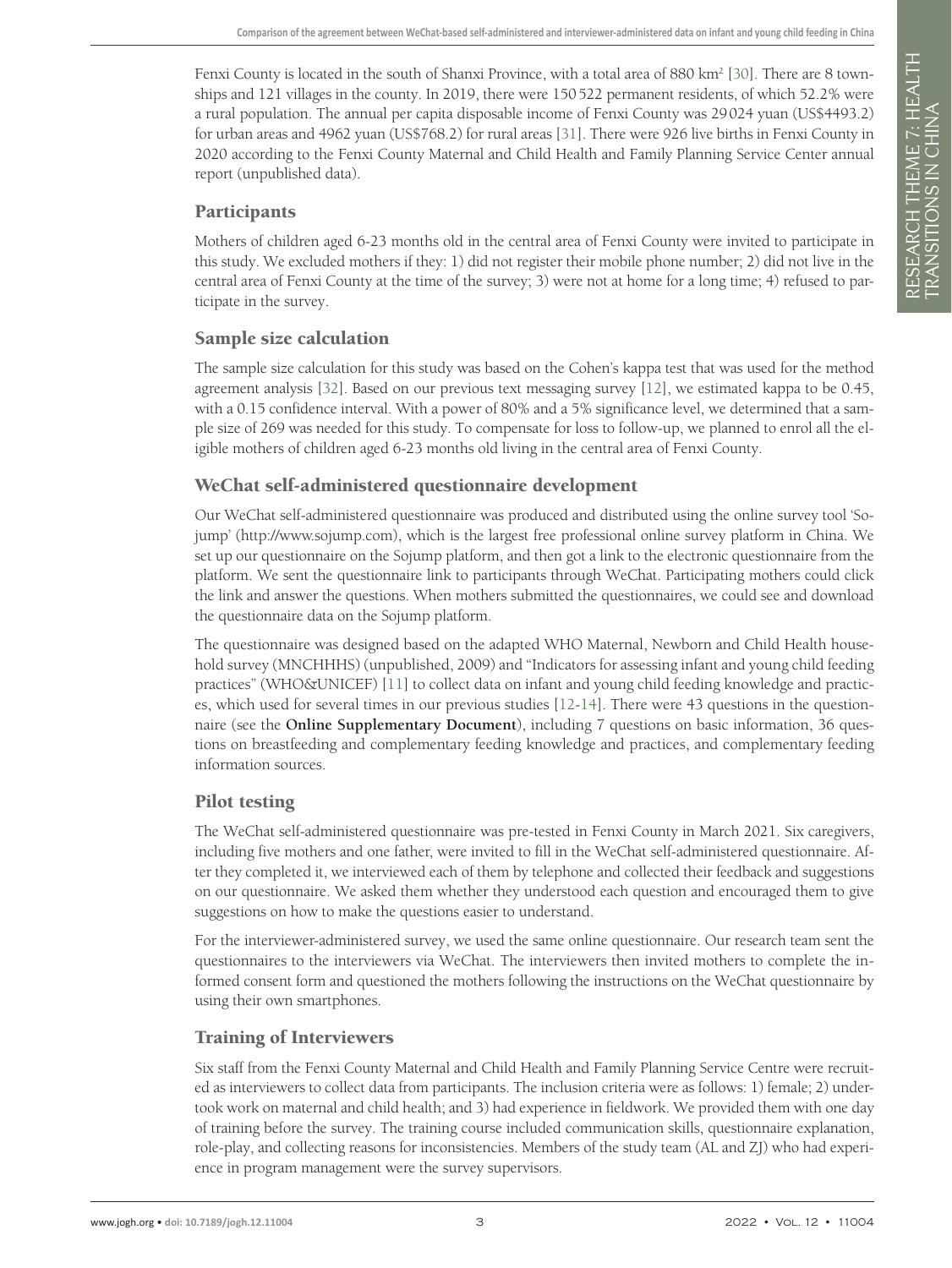Fenxi County is located in the south of Shanxi Province, with a total area of 880 km$^2$ [30]. There are 8 townships and 121 villages in the county. In 2019, there were 150 522 permanent residents, of which 52.2% were a rural population. The annual per capita disposable income of Fenxi County was 29 024 yuan (US$4493.2) for urban areas and 4962 yuan (US$768.2) for rural areas [31]. There were 926 live births in Fenxi County in 2020 according to the Fenxi County Maternal and Child Health and Family Planning Service Center annual report (unpublished data).

## Participants

Mothers of children aged 6-23 months old in the central area of Fenxi County were invited to participate in this study. We excluded mothers if they: 1) did not register their mobile phone number; 2) did not live in the central area of Fenxi County at the time of the survey; 3) were not at home for a long time; 4) refused to participate in the survey.

## Sample size calculation

The sample size calculation for this study was based on the Cohen's kappa test that was used for the method agreement analysis [32]. Based on our previous text messaging survey [12], we estimated kappa to be 0.45, with a 0.15 confidence interval. With a power of 80% and a 5% significance level, we determined that a sample size of 269 was needed for this study. To compensate for loss to follow-up, we planned to enrol all the eligible mothers of children aged 6-23 months old living in the central area of Fenxi County.

## WeChat self-administered questionnaire development

Our WeChat self-administered questionnaire was produced and distributed using the online survey tool 'Sojump' (http://www.sojump.com), which is the largest free professional online survey platform in China. We set up our questionnaire on the Sojump platform, and then got a link to the electronic questionnaire from the platform. We sent the questionnaire link to participants through WeChat. Participating mothers could click the link and answer the questions. When mothers submitted the questionnaires, we could see and download the questionnaire data on the Sojump platform.

The questionnaire was designed based on the adapted WHO Maternal, Newborn and Child Health household survey (MNCHHHS) (unpublished, 2009) and "Indicators for assessing infant and young child feeding practices" (WHO&UNICEF) [11] to collect data on infant and young child feeding knowledge and practices, which used for several times in our previous studies [12-14]. There were 43 questions in the questionnaire (see the **Online Supplementary Document**), including 7 questions on basic information, 36 questions on breastfeeding and complementary feeding knowledge and practices, and complementary feeding information sources.

## Pilot testing

The WeChat self-administered questionnaire was pre-tested in Fenxi County in March 2021. Six caregivers, including five mothers and one father, were invited to fill in the WeChat self-administered questionnaire. After they completed it, we interviewed each of them by telephone and collected their feedback and suggestions on our questionnaire. We asked them whether they understood each question and encouraged them to give suggestions on how to make the questions easier to understand.

For the interviewer-administered survey, we used the same online questionnaire. Our research team sent the questionnaires to the interviewers via WeChat. The interviewers then invited mothers to complete the informed consent form and questioned the mothers following the instructions on the WeChat questionnaire by using their own smartphones.

## Training of Interviewers

Six staff from the Fenxi County Maternal and Child Health and Family Planning Service Centre were recruited as interviewers to collect data from participants. The inclusion criteria were as follows: 1) female; 2) undertook work on maternal and child health; and 3) had experience in fieldwork. We provided them with one day of training before the survey. The training course included communication skills, questionnaire explanation, role-play, and collecting reasons for inconsistencies. Members of the study team (AL and ZJ) who had experience in program management were the survey supervisors.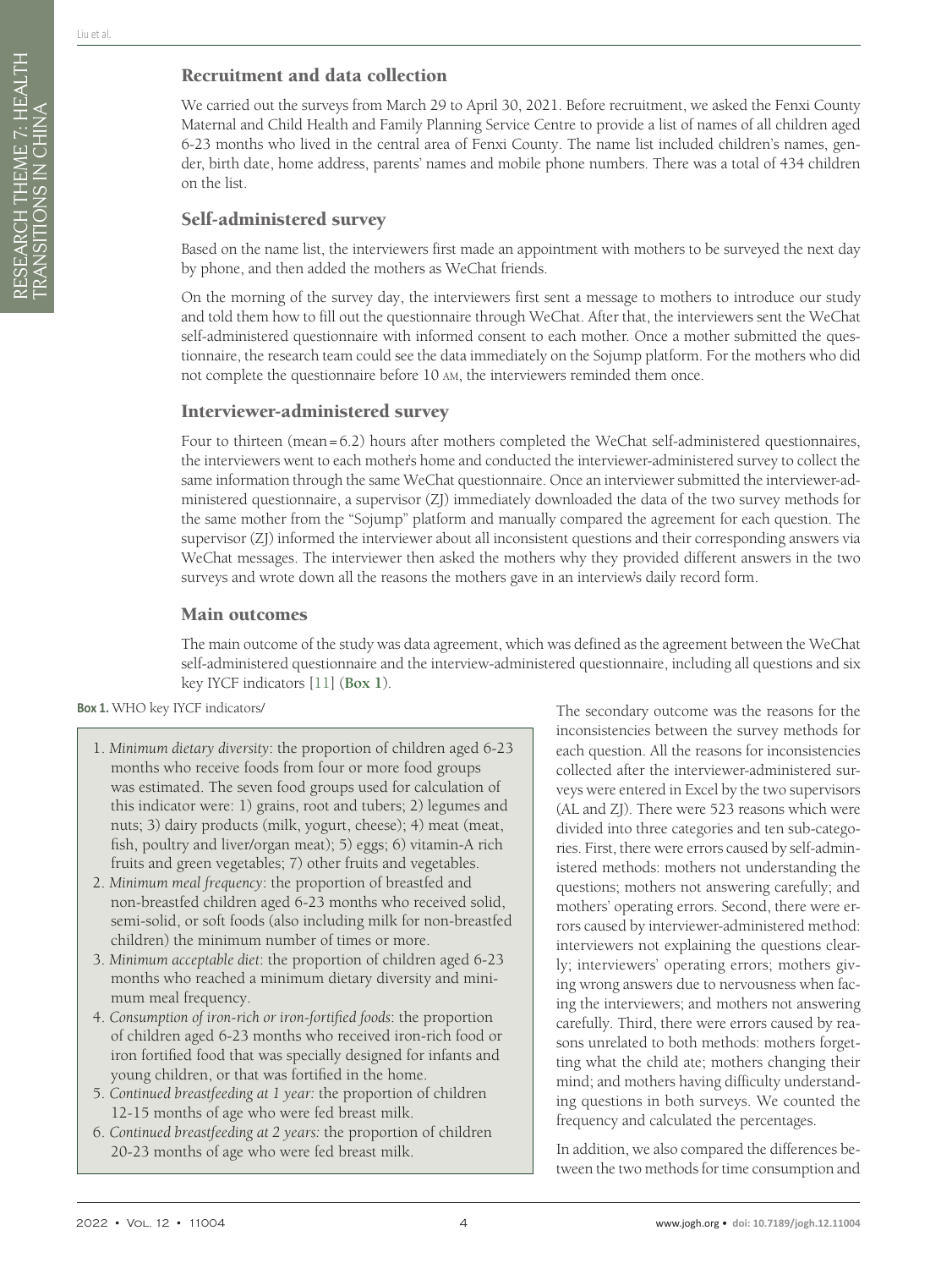## Recruitment and data collection

We carried out the surveys from March 29 to April 30, 2021. Before recruitment, we asked the Fenxi County Maternal and Child Health and Family Planning Service Centre to provide a list of names of all children aged 6-23 months who lived in the central area of Fenxi County. The name list included children's names, gender, birth date, home address, parents' names and mobile phone numbers. There was a total of 434 children on the list.

## Self-administered survey

Based on the name list, the interviewers first made an appointment with mothers to be surveyed the next day by phone, and then added the mothers as WeChat friends.

On the morning of the survey day, the interviewers first sent a message to mothers to introduce our study and told them how to fill out the questionnaire through WeChat. After that, the interviewers sent the WeChat self-administered questionnaire with informed consent to each mother. Once a mother submitted the questionnaire, the research team could see the data immediately on the Sojump platform. For the mothers who did not complete the questionnaire before 10 AM, the interviewers reminded them once.

## Interviewer-administered survey

Four to thirteen (mean = 6.2) hours after mothers completed the WeChat self-administered questionnaires, the interviewers went to each mother's home and conducted the interviewer-administered survey to collect the same information through the same WeChat questionnaire. Once an interviewer submitted the interviewer-administered questionnaire, a supervisor (ZJ) immediately downloaded the data of the two survey methods for the same mother from the "Sojump" platform and manually compared the agreement for each question. The supervisor (ZJ) informed the interviewer about all inconsistent questions and their corresponding answers via WeChat messages. The interviewer then asked the mothers why they provided different answers in the two surveys and wrote down all the reasons the mothers gave in an interview's daily record form.

## Main outcomes

The main outcome of the study was data agreement, which was defined as the agreement between the WeChat self-administered questionnaire and the interview-administered questionnaire, including all questions and six key IYCF indicators [11] (**Box 1**).

**Box 1.** WHO key IYCF indicators/

1. *Minimum dietary diversity*: the proportion of children aged 6-23 months who receive foods from four or more food groups was estimated. The seven food groups used for calculation of this indicator were: 1) grains, root and tubers; 2) legumes and nuts; 3) dairy products (milk, yogurt, cheese); 4) meat (meat, fish, poultry and liver/organ meat); 5) eggs; 6) vitamin-A rich fruits and green vegetables; 7) other fruits and vegetables.
2. *Minimum meal frequency*: the proportion of breastfed and non-breastfed children aged 6-23 months who received solid, semi-solid, or soft foods (also including milk for non-breastfed children) the minimum number of times or more.
3. *Minimum acceptable diet*: the proportion of children aged 6-23 months who reached a minimum dietary diversity and minimum meal frequency.
4. *Consumption of iron-rich or iron-fortified foods*: the proportion of children aged 6-23 months who received iron-rich food or iron fortified food that was specially designed for infants and young children, or that was fortified in the home.
5. *Continued breastfeeding at 1 year:* the proportion of children 12-15 months of age who were fed breast milk.
6. *Continued breastfeeding at 2 years:* the proportion of children 20-23 months of age who were fed breast milk.

The secondary outcome was the reasons for the inconsistencies between the survey methods for each question. All the reasons for inconsistencies collected after the interviewer-administered surveys were entered in Excel by the two supervisors (AL and ZJ). There were 523 reasons which were divided into three categories and ten sub-categories. First, there were errors caused by self-administered methods: mothers not understanding the questions; mothers not answering carefully; and mothers' operating errors. Second, there were errors caused by interviewer-administered method: interviewers not explaining the questions clearly; interviewers' operating errors; mothers giving wrong answers due to nervousness when facing the interviewers; and mothers not answering carefully. Third, there were errors caused by reasons unrelated to both methods: mothers forgetting what the child ate; mothers changing their mind; and mothers having difficulty understanding questions in both surveys. We counted the frequency and calculated the percentages.

In addition, we also compared the differences between the two methods for time consumption and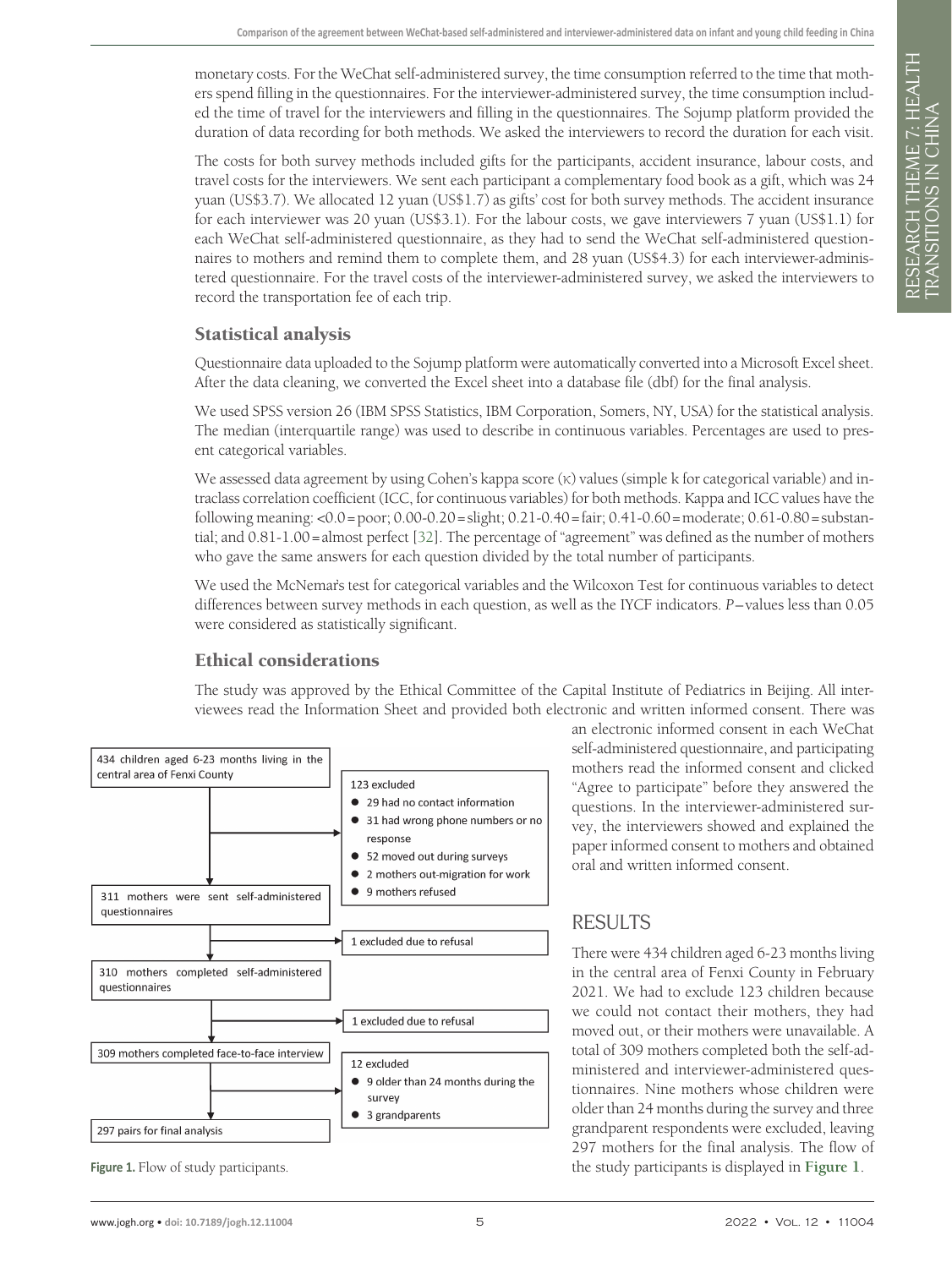monetary costs. For the WeChat self-administered survey, the time consumption referred to the time that mothers spend filling in the questionnaires. For the interviewer-administered survey, the time consumption included the time of travel for the interviewers and filling in the questionnaires. The Sojump platform provided the duration of data recording for both methods. We asked the interviewers to record the duration for each visit.

The costs for both survey methods included gifts for the participants, accident insurance, labour costs, and travel costs for the interviewers. We sent each participant a complementary food book as a gift, which was 24 yuan (US$3.7). We allocated 12 yuan (US$1.7) as gifts' cost for both survey methods. The accident insurance for each interviewer was 20 yuan (US$3.1). For the labour costs, we gave interviewers 7 yuan (US$1.1) for each WeChat self-administered questionnaire, as they had to send the WeChat self-administered questionnaires to mothers and remind them to complete them, and 28 yuan (US$4.3) for each interviewer-administered questionnaire. For the travel costs of the interviewer-administered survey, we asked the interviewers to record the transportation fee of each trip.

## Statistical analysis

Questionnaire data uploaded to the Sojump platform were automatically converted into a Microsoft Excel sheet. After the data cleaning, we converted the Excel sheet into a database file (dbf) for the final analysis.

We used SPSS version 26 (IBM SPSS Statistics, IBM Corporation, Somers, NY, USA) for the statistical analysis. The median (interquartile range) was used to describe in continuous variables. Percentages are used to present categorical variables.

We assessed data agreement by using Cohen's kappa score (κ) values (simple k for categorical variable) and intraclass correlation coefficient (ICC, for continuous variables) for both methods. Kappa and ICC values have the following meaning: <0.0 = poor; 0.00-0.20 = slight; 0.21-0.40 = fair; 0.41-0.60 = moderate; 0.61-0.80 = substantial; and 0.81-1.00 = almost perfect [32]. The percentage of "agreement" was defined as the number of mothers who gave the same answers for each question divided by the total number of participants.

We used the McNemar's test for categorical variables and the Wilcoxon Test for continuous variables to detect differences between survey methods in each question, as well as the IYCF indicators. *P*–values less than 0.05 were considered as statistically significant.

## Ethical considerations

The study was approved by the Ethical Committee of the Capital Institute of Pediatrics in Beijing. All interviewees read the Information Sheet and provided both electronic and written informed consent. There was an electronic informed consent in each WeChat self-administered questionnaire, and participating mothers read the informed consent and clicked "Agree to participate" before they answered the questions. In the interviewer-administered survey, the interviewers showed and explained the paper informed consent to mothers and obtained oral and written informed consent.

434 children aged 6-23 months living in the central area of Fenxi County

123 excluded
- 29 had no contact information
- 31 had wrong phone numbers or no response
- 52 moved out during surveys
- 2 mothers out-migration for work
- 9 mothers refused

311 mothers were sent self-administered questionnaires

1 excluded due to refusal

310 mothers completed self-administered questionnaires

1 excluded due to refusal

309 mothers completed face-to-face interview

12 excluded
- 9 older than 24 months during the survey
- 3 grandparents

297 pairs for final analysis

**Figure 1.** Flow of study participants.

# RESULTS

There were 434 children aged 6-23 months living in the central area of Fenxi County in February 2021. We had to exclude 123 children because we could not contact their mothers, they had moved out, or their mothers were unavailable. A total of 309 mothers completed both the self-administered and interviewer-administered questionnaires. Nine mothers whose children were older than 24 months during the survey and three grandparent respondents were excluded, leaving 297 mothers for the final analysis. The flow of the study participants is displayed in **Figure 1**.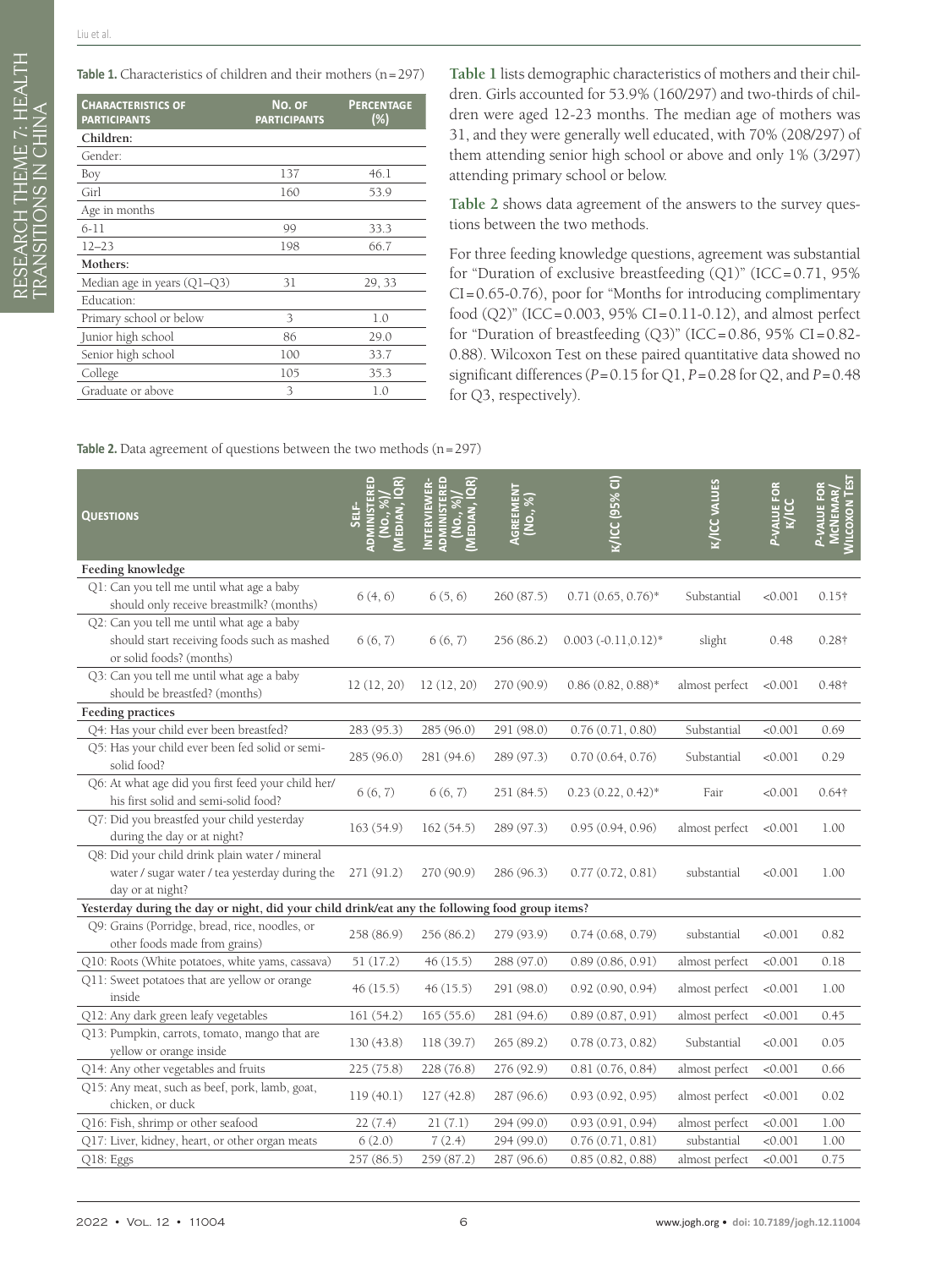**Table 1.** Characteristics of children and their mothers (n = 297)

| Characteristics of participants | No. of participants | Percentage (%) |
|---|---|---|
| **Children:** | | |
| Gender: | | |
| Boy | 137 | 46.1 |
| Girl | 160 | 53.9 |
| Age in months | | |
| 6-11 | 99 | 33.3 |
| 12–23 | 198 | 66.7 |
| **Mothers:** | | |
| Median age in years (Q1–Q3) | 31 | 29, 33 |
| Education: | | |
| Primary school or below | 3 | 1.0 |
| Junior high school | 86 | 29.0 |
| Senior high school | 100 | 33.7 |
| College | 105 | 35.3 |
| Graduate or above | 3 | 1.0 |

**Table 1** lists demographic characteristics of mothers and their children. Girls accounted for 53.9% (160/297) and two-thirds of children were aged 12-23 months. The median age of mothers was 31, and they were generally well educated, with 70% (208/297) of them attending senior high school or above and only 1% (3/297) attending primary school or below.

**Table 2** shows data agreement of the answers to the survey questions between the two methods.

For three feeding knowledge questions, agreement was substantial for "Duration of exclusive breastfeeding (Q1)" (ICC = 0.71, 95% CI = 0.65-0.76), poor for "Months for introducing complimentary food (Q2)" (ICC = 0.003, 95% CI = 0.11-0.12), and almost perfect for "Duration of breastfeeding (Q3)" (ICC = 0.86, 95% CI = 0.82-0.88). Wilcoxon Test on these paired quantitative data showed no significant differences (*P* = 0.15 for Q1, *P* = 0.28 for Q2, and *P* = 0.48 for Q3, respectively).

**Table 2.** Data agreement of questions between the two methods (n = 297)

| Questions | Self-administered (No., %)/ (Median, IQR) | Interviewer-administered (No., %)/ (Median, IQR) | Agreement (No., %) | κ/ICC (95% CI) | κ/ICC values | *P*-value for κ/ICC | *P*-value for McNemar/ Wilcoxon Test |
|---|---|---|---|---|---|---|---|
| **Feeding knowledge** | | | | | | | |
| Q1: Can you tell me until what age a baby should only receive breastmilk? (months) | 6 (4, 6) | 6 (5, 6) | 260 (87.5) | 0.71 (0.65, 0.76)* | Substantial | <0.001 | 0.15† |
| Q2: Can you tell me until what age a baby should start receiving foods such as mashed or solid foods? (months) | 6 (6, 7) | 6 (6, 7) | 256 (86.2) | 0.003 (-0.11,0.12)* | slight | 0.48 | 0.28† |
| Q3: Can you tell me until what age a baby should be breastfed? (months) | 12 (12, 20) | 12 (12, 20) | 270 (90.9) | 0.86 (0.82, 0.88)* | almost perfect | <0.001 | 0.48† |
| **Feeding practices** | | | | | | | |
| Q4: Has your child ever been breastfed? | 283 (95.3) | 285 (96.0) | 291 (98.0) | 0.76 (0.71, 0.80) | Substantial | <0.001 | 0.69 |
| Q5: Has your child ever been fed solid or semi-solid food? | 285 (96.0) | 281 (94.6) | 289 (97.3) | 0.70 (0.64, 0.76) | Substantial | <0.001 | 0.29 |
| Q6: At what age did you first feed your child her/his first solid and semi-solid food? | 6 (6, 7) | 6 (6, 7) | 251 (84.5) | 0.23 (0.22, 0.42)* | Fair | <0.001 | 0.64† |
| Q7: Did you breastfed your child yesterday during the day or at night? | 163 (54.9) | 162 (54.5) | 289 (97.3) | 0.95 (0.94, 0.96) | almost perfect | <0.001 | 1.00 |
| Q8: Did your child drink plain water / mineral water / sugar water / tea yesterday during the day or at night? | 271 (91.2) | 270 (90.9) | 286 (96.3) | 0.77 (0.72, 0.81) | substantial | <0.001 | 1.00 |
| **Yesterday during the day or night, did your child drink/eat any the following food group items?** | | | | | | | |
| Q9: Grains (Porridge, bread, rice, noodles, or other foods made from grains) | 258 (86.9) | 256 (86.2) | 279 (93.9) | 0.74 (0.68, 0.79) | substantial | <0.001 | 0.82 |
| Q10: Roots (White potatoes, white yams, cassava) | 51 (17.2) | 46 (15.5) | 288 (97.0) | 0.89 (0.86, 0.91) | almost perfect | <0.001 | 0.18 |
| Q11: Sweet potatoes that are yellow or orange inside | 46 (15.5) | 46 (15.5) | 291 (98.0) | 0.92 (0.90, 0.94) | almost perfect | <0.001 | 1.00 |
| Q12: Any dark green leafy vegetables | 161 (54.2) | 165 (55.6) | 281 (94.6) | 0.89 (0.87, 0.91) | almost perfect | <0.001 | 0.45 |
| Q13: Pumpkin, carrots, tomato, mango that are yellow or orange inside | 130 (43.8) | 118 (39.7) | 265 (89.2) | 0.78 (0.73, 0.82) | Substantial | <0.001 | 0.05 |
| Q14: Any other vegetables and fruits | 225 (75.8) | 228 (76.8) | 276 (92.9) | 0.81 (0.76, 0.84) | almost perfect | <0.001 | 0.66 |
| Q15: Any meat, such as beef, pork, lamb, goat, chicken, or duck | 119 (40.1) | 127 (42.8) | 287 (96.6) | 0.93 (0.92, 0.95) | almost perfect | <0.001 | 0.02 |
| Q16: Fish, shrimp or other seafood | 22 (7.4) | 21 (7.1) | 294 (99.0) | 0.93 (0.91, 0.94) | almost perfect | <0.001 | 1.00 |
| Q17: Liver, kidney, heart, or other organ meats | 6 (2.0) | 7 (2.4) | 294 (99.0) | 0.76 (0.71, 0.81) | substantial | <0.001 | 1.00 |
| Q18: Eggs | 257 (86.5) | 259 (87.2) | 287 (96.6) | 0.85 (0.82, 0.88) | almost perfect | <0.001 | 0.75 |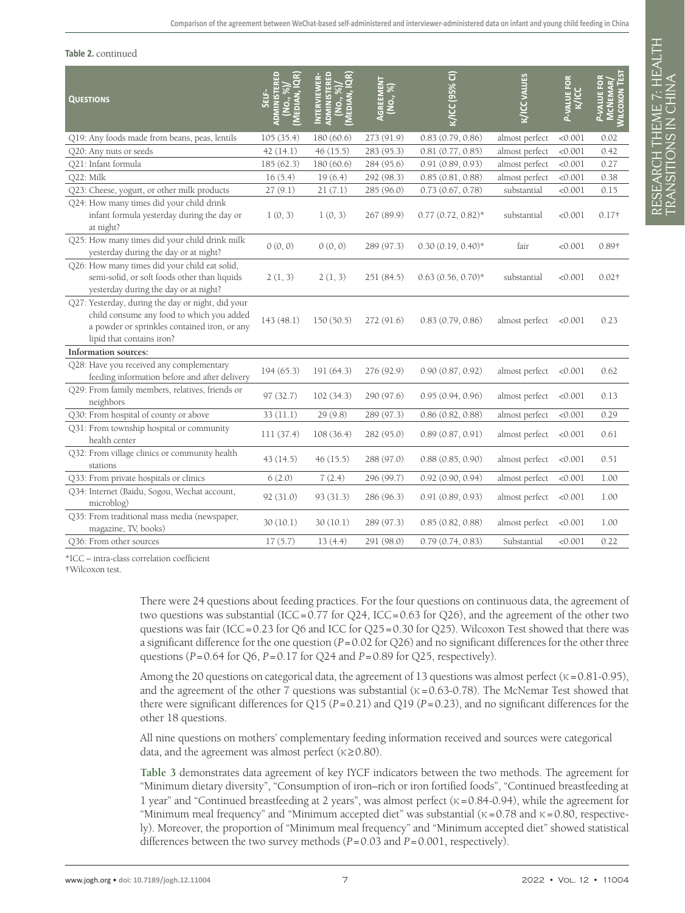**Table 2.** continued

| Questions | Self-administered (No., %)/ (Median, IQR) | Interviewer-administered (No., %)/ (Median, IQR) | Agreement (No., %) | κ/ICC (95% CI) | κ/ICC values | P-value for κ/ICC | P-value for McNemar/ Wilcoxon Test |
|---|---|---|---|---|---|---|---|
| Q19: Any foods made from beans, peas, lentils | 105 (35.4) | 180 (60.6) | 273 (91.9) | 0.83 (0.79, 0.86) | almost perfect | <0.001 | 0.02 |
| Q20: Any nuts or seeds | 42 (14.1) | 46 (15.5) | 283 (95.3) | 0.81 (0.77, 0.85) | almost perfect | <0.001 | 0.42 |
| Q21: Infant formula | 185 (62.3) | 180 (60.6) | 284 (95.6) | 0.91 (0.89, 0.93) | almost perfect | <0.001 | 0.27 |
| Q22: Milk | 16 (5.4) | 19 (6.4) | 292 (98.3) | 0.85 (0.81, 0.88) | almost perfect | <0.001 | 0.38 |
| Q23: Cheese, yogurt, or other milk products | 27 (9.1) | 21 (7.1) | 285 (96.0) | 0.73 (0.67, 0.78) | substantial | <0.001 | 0.15 |
| Q24: How many times did your child drink infant formula yesterday during the day or at night? | 1 (0, 3) | 1 (0, 3) | 267 (89.9) | 0.77 (0.72, 0.82)* | substantial | <0.001 | 0.17† |
| Q25: How many times did your child drink milk yesterday during the day or at night? | 0 (0, 0) | 0 (0, 0) | 289 (97.3) | 0.30 (0.19, 0.40)* | fair | <0.001 | 0.89† |
| Q26: How many times did your child eat solid, semi-solid, or soft foods other than liquids yesterday during the day or at night? | 2 (1, 3) | 2 (1, 3) | 251 (84.5) | 0.63 (0.56, 0.70)* | substantial | <0.001 | 0.02† |
| Q27: Yesterday, during the day or night, did your child consume any food to which you added a powder or sprinkles contained iron, or any lipid that contains iron? | 143 (48.1) | 150 (50.5) | 272 (91.6) | 0.83 (0.79, 0.86) | almost perfect | <0.001 | 0.23 |
| **Information sources:** | | | | | | | |
| Q28: Have you received any complementary feeding information before and after delivery | 194 (65.3) | 191 (64.3) | 276 (92.9) | 0.90 (0.87, 0.92) | almost perfect | <0.001 | 0.62 |
| Q29: From family members, relatives, friends or neighbors | 97 (32.7) | 102 (34.3) | 290 (97.6) | 0.95 (0.94, 0.96) | almost perfect | <0.001 | 0.13 |
| Q30: From hospital of county or above | 33 (11.1) | 29 (9.8) | 289 (97.3) | 0.86 (0.82, 0.88) | almost perfect | <0.001 | 0.29 |
| Q31: From township hospital or community health center | 111 (37.4) | 108 (36.4) | 282 (95.0) | 0.89 (0.87, 0.91) | almost perfect | <0.001 | 0.61 |
| Q32: From village clinics or community health stations | 43 (14.5) | 46 (15.5) | 288 (97.0) | 0.88 (0.85, 0.90) | almost perfect | <0.001 | 0.51 |
| Q33: From private hospitals or clinics | 6 (2.0) | 7 (2.4) | 296 (99.7) | 0.92 (0.90, 0.94) | almost perfect | <0.001 | 1.00 |
| Q34: Internet (Baidu, Sogou, Wechat account, microblog) | 92 (31.0) | 93 (31.3) | 286 (96.3) | 0.91 (0.89, 0.93) | almost perfect | <0.001 | 1.00 |
| Q35: From traditional mass media (newspaper, magazine, TV, books) | 30 (10.1) | 30 (10.1) | 289 (97.3) | 0.85 (0.82, 0.88) | almost perfect | <0.001 | 1.00 |
| Q36: From other sources | 17 (5.7) | 13 (4.4) | 291 (98.0) | 0.79 (0.74, 0.83) | Substantial | <0.001 | 0.22 |

*ICC – intra-class correlation coefficient

†Wilcoxon test.

There were 24 questions about feeding practices. For the four questions on continuous data, the agreement of two questions was substantial (ICC=0.77 for Q24, ICC=0.63 for Q26), and the agreement of the other two questions was fair (ICC=0.23 for Q6 and ICC for Q25=0.30 for Q25). Wilcoxon Test showed that there was a significant difference for the one question ($P=0.02$ for Q26) and no significant differences for the other three questions ($P=0.64$ for Q6, $P=0.17$ for Q24 and $P=0.89$ for Q25, respectively).

Among the 20 questions on categorical data, the agreement of 13 questions was almost perfect ($\kappa=0.81$-0.95), and the agreement of the other 7 questions was substantial ($\kappa=0.63$-0.78). The McNemar Test showed that there were significant differences for Q15 ($P=0.21$) and Q19 ($P=0.23$), and no significant differences for the other 18 questions.

All nine questions on mothers' complementary feeding information received and sources were categorical data, and the agreement was almost perfect ($\kappa\geq0.80$).

**Table 3** demonstrates data agreement of key IYCF indicators between the two methods. The agreement for "Minimum dietary diversity", "Consumption of iron–rich or iron fortified foods", "Continued breastfeeding at 1 year" and "Continued breastfeeding at 2 years", was almost perfect ($\kappa=0.84$-0.94), while the agreement for "Minimum meal frequency" and "Minimum accepted diet" was substantial ($\kappa=0.78$ and $\kappa=0.80$, respectively). Moreover, the proportion of "Minimum meal frequency" and "Minimum accepted diet" showed statistical differences between the two survey methods ($P=0.03$ and $P=0.001$, respectively).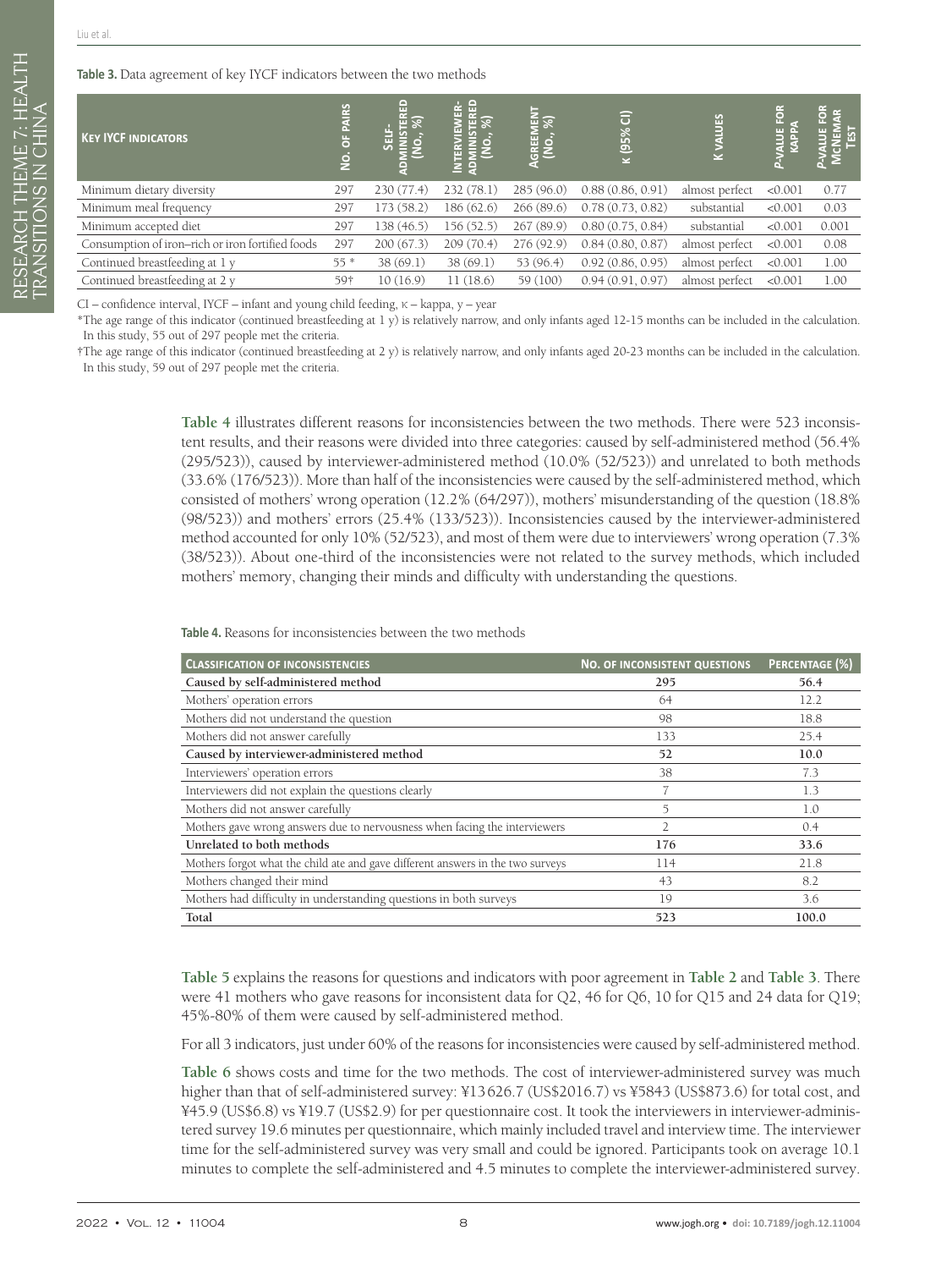**Table 3.** Data agreement of key IYCF indicators between the two methods

| Key IYCF indicators | No. of pairs | Self-administered (No., %) | Interviewer-administered (No., %) | Agreement (No., %) | κ (95% CI) | K values | P-value for kappa | P-value for McNemar Test |
|---|---|---|---|---|---|---|---|---|
| Minimum dietary diversity | 297 | 230 (77.4) | 232 (78.1) | 285 (96.0) | 0.88 (0.86, 0.91) | almost perfect | <0.001 | 0.77 |
| Minimum meal frequency | 297 | 173 (58.2) | 186 (62.6) | 266 (89.6) | 0.78 (0.73, 0.82) | substantial | <0.001 | 0.03 |
| Minimum accepted diet | 297 | 138 (46.5) | 156 (52.5) | 267 (89.9) | 0.80 (0.75, 0.84) | substantial | <0.001 | 0.001 |
| Consumption of iron–rich or iron fortified foods | 297 | 200 (67.3) | 209 (70.4) | 276 (92.9) | 0.84 (0.80, 0.87) | almost perfect | <0.001 | 0.08 |
| Continued breastfeeding at 1 y | 55 * | 38 (69.1) | 38 (69.1) | 53 (96.4) | 0.92 (0.86, 0.95) | almost perfect | <0.001 | 1.00 |
| Continued breastfeeding at 2 y | 59† | 10 (16.9) | 11 (18.6) | 59 (100) | 0.94 (0.91, 0.97) | almost perfect | <0.001 | 1.00 |

CI – confidence interval, IYCF – infant and young child feeding, κ – kappa, y – year

*The age range of this indicator (continued breastfeeding at 1 y) is relatively narrow, and only infants aged 12-15 months can be included in the calculation. In this study, 55 out of 297 people met the criteria.

†The age range of this indicator (continued breastfeeding at 2 y) is relatively narrow, and only infants aged 20-23 months can be included in the calculation. In this study, 59 out of 297 people met the criteria.

**Table 4** illustrates different reasons for inconsistencies between the two methods. There were 523 inconsistent results, and their reasons were divided into three categories: caused by self-administered method (56.4% (295/523)), caused by interviewer-administered method (10.0% (52/523)) and unrelated to both methods (33.6% (176/523)). More than half of the inconsistencies were caused by the self-administered method, which consisted of mothers' wrong operation (12.2% (64/297)), mothers' misunderstanding of the question (18.8% (98/523)) and mothers' errors (25.4% (133/523)). Inconsistencies caused by the interviewer-administered method accounted for only 10% (52/523), and most of them were due to interviewers' wrong operation (7.3% (38/523)). About one-third of the inconsistencies were not related to the survey methods, which included mothers' memory, changing their minds and difficulty with understanding the questions.

**Table 4.** Reasons for inconsistencies between the two methods

| Classification of inconsistencies | No. of inconsistent questions | Percentage (%) |
|---|---|---|
| **Caused by self-administered method** | **295** | **56.4** |
| Mothers' operation errors | 64 | 12.2 |
| Mothers did not understand the question | 98 | 18.8 |
| Mothers did not answer carefully | 133 | 25.4 |
| **Caused by interviewer-administered method** | **52** | **10.0** |
| Interviewers' operation errors | 38 | 7.3 |
| Interviewers did not explain the questions clearly | 7 | 1.3 |
| Mothers did not answer carefully | 5 | 1.0 |
| Mothers gave wrong answers due to nervousness when facing the interviewers | 2 | 0.4 |
| **Unrelated to both methods** | **176** | **33.6** |
| Mothers forgot what the child ate and gave different answers in the two surveys | 114 | 21.8 |
| Mothers changed their mind | 43 | 8.2 |
| Mothers had difficulty in understanding questions in both surveys | 19 | 3.6 |
| **Total** | **523** | **100.0** |

**Table 5** explains the reasons for questions and indicators with poor agreement in **Table 2** and **Table 3**. There were 41 mothers who gave reasons for inconsistent data for Q2, 46 for Q6, 10 for Q15 and 24 data for Q19; 45%-80% of them were caused by self-administered method.

For all 3 indicators, just under 60% of the reasons for inconsistencies were caused by self-administered method.

**Table 6** shows costs and time for the two methods. The cost of interviewer-administered survey was much higher than that of self-administered survey: ¥13626.7 (US$2016.7) vs ¥5843 (US$873.6) for total cost, and ¥45.9 (US$6.8) vs ¥19.7 (US$2.9) for per questionnaire cost. It took the interviewers in interviewer-administered survey 19.6 minutes per questionnaire, which mainly included travel and interview time. The interviewer time for the self-administered survey was very small and could be ignored. Participants took on average 10.1 minutes to complete the self-administered and 4.5 minutes to complete the interviewer-administered survey.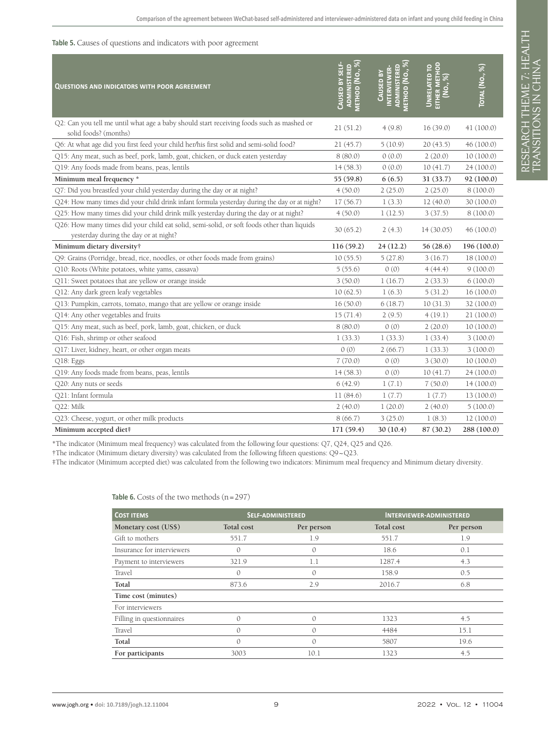**Table 5.** Causes of questions and indicators with poor agreement

| Questions and indicators with poor agreement | Caused by self-administered method (No., %) | Caused by interviewer-administered method (No., %) | Unrelated to either method (No., %) | Total (No., %) |
|---|---|---|---|---|
| Q2: Can you tell me until what age a baby should start receiving foods such as mashed or solid foods? (months) | 21 (51.2) | 4 (9.8) | 16 (39.0) | 41 (100.0) |
| Q6: At what age did you first feed your child her/his first solid and semi-solid food? | 21 (45.7) | 5 (10.9) | 20 (43.5) | 46 (100.0) |
| Q15: Any meat, such as beef, pork, lamb, goat, chicken, or duck eaten yesterday | 8 (80.0) | 0 (0.0) | 2 (20.0) | 10 (100.0) |
| Q19: Any foods made from beans, peas, lentils | 14 (58.3) | 0 (0.0) | 10 (41.7) | 24 (100.0) |
| **Minimum meal frequency \*** | **55 (59.8)** | **6 (6.5)** | **31 (33.7)** | **92 (100.0)** |
| Q7: Did you breastfed your child yesterday during the day or at night? | 4 (50.0) | 2 (25.0) | 2 (25.0) | 8 (100.0) |
| Q24: How many times did your child drink infant formula yesterday during the day or at night? | 17 (56.7) | 1 (3.3) | 12 (40.0) | 30 (100.0) |
| Q25: How many times did your child drink milk yesterday during the day or at night? | 4 (50.0) | 1 (12.5) | 3 (37.5) | 8 (100.0) |
| Q26: How many times did your child eat solid, semi-solid, or soft foods other than liquids yesterday during the day or at night? | 30 (65.2) | 2 (4.3) | 14 (30.05) | 46 (100.0) |
| **Minimum dietary diversity†** | **116 (59.2)** | **24 (12.2)** | **56 (28.6)** | **196 (100.0)** |
| Q9: Grains (Porridge, bread, rice, noodles, or other foods made from grains) | 10 (55.5) | 5 (27.8) | 3 (16.7) | 18 (100.0) |
| Q10: Roots (White potatoes, white yams, cassava) | 5 (55.6) | 0 (0) | 4 (44.4) | 9 (100.0) |
| Q11: Sweet potatoes that are yellow or orange inside | 3 (50.0) | 1 (16.7) | 2 (33.3) | 6 (100.0) |
| Q12: Any dark green leafy vegetables | 10 (62.5) | 1 (6.3) | 5 (31.2) | 16 (100.0) |
| Q13: Pumpkin, carrots, tomato, mango that are yellow or orange inside | 16 (50.0) | 6 (18.7) | 10 (31.3) | 32 (100.0) |
| Q14: Any other vegetables and fruits | 15 (71.4) | 2 (9.5) | 4 (19.1) | 21 (100.0) |
| Q15: Any meat, such as beef, pork, lamb, goat, chicken, or duck | 8 (80.0) | 0 (0) | 2 (20.0) | 10 (100.0) |
| Q16: Fish, shrimp or other seafood | 1 (33.3) | 1 (33.3) | 1 (33.4) | 3 (100.0) |
| Q17: Liver, kidney, heart, or other organ meats | 0 (0) | 2 (66.7) | 1 (33.3) | 3 (100.0) |
| Q18: Eggs | 7 (70.0) | 0 (0) | 3 (30.0) | 10 (100.0) |
| Q19: Any foods made from beans, peas, lentils | 14 (58.3) | 0 (0) | 10 (41.7) | 24 (100.0) |
| Q20: Any nuts or seeds | 6 (42.9) | 1 (7.1) | 7 (50.0) | 14 (100.0) |
| Q21: Infant formula | 11 (84.6) | 1 (7.7) | 1 (7.7) | 13 (100.0) |
| Q22: Milk | 2 (40.0) | 1 (20.0) | 2 (40.0) | 5 (100.0) |
| Q23: Cheese, yogurt, or other milk products | 8 (66.7) | 3 (25.0) | 1 (8.3) | 12 (100.0) |
| **Minimum accepted diet‡** | **171 (59.4)** | **30 (10.4)** | **87 (30.2)** | **288 (100.0)** |

*The indicator (Minimum meal frequency) was calculated from the following four questions: Q7, Q24, Q25 and Q26.

†The indicator (Minimum dietary diversity) was calculated from the following fifteen questions: Q9~Q23.

‡The indicator (Minimum accepted diet) was calculated from the following two indicators: Minimum meal frequency and Minimum dietary diversity.

**Table 6.** Costs of the two methods (n = 297)

| Cost items | Self-administered | | Interviewer-administered | |
|---|---|---|---|---|
| **Monetary cost (US$)** | **Total cost** | **Per person** | **Total cost** | **Per person** |
| Gift to mothers | 551.7 | 1.9 | 551.7 | 1.9 |
| Insurance for interviewers | 0 | 0 | 18.6 | 0.1 |
| Payment to interviewers | 321.9 | 1.1 | 1287.4 | 4.3 |
| Travel | 0 | 0 | 158.9 | 0.5 |
| **Total** | 873.6 | 2.9 | 2016.7 | 6.8 |
| **Time cost (minutes)** | | | | |
| For interviewers | | | | |
| Filling in questionnaires | 0 | 0 | 1323 | 4.5 |
| Travel | 0 | 0 | 4484 | 15.1 |
| **Total** | 0 | 0 | 5807 | 19.6 |
| **For participants** | 3003 | 10.1 | 1323 | 4.5 |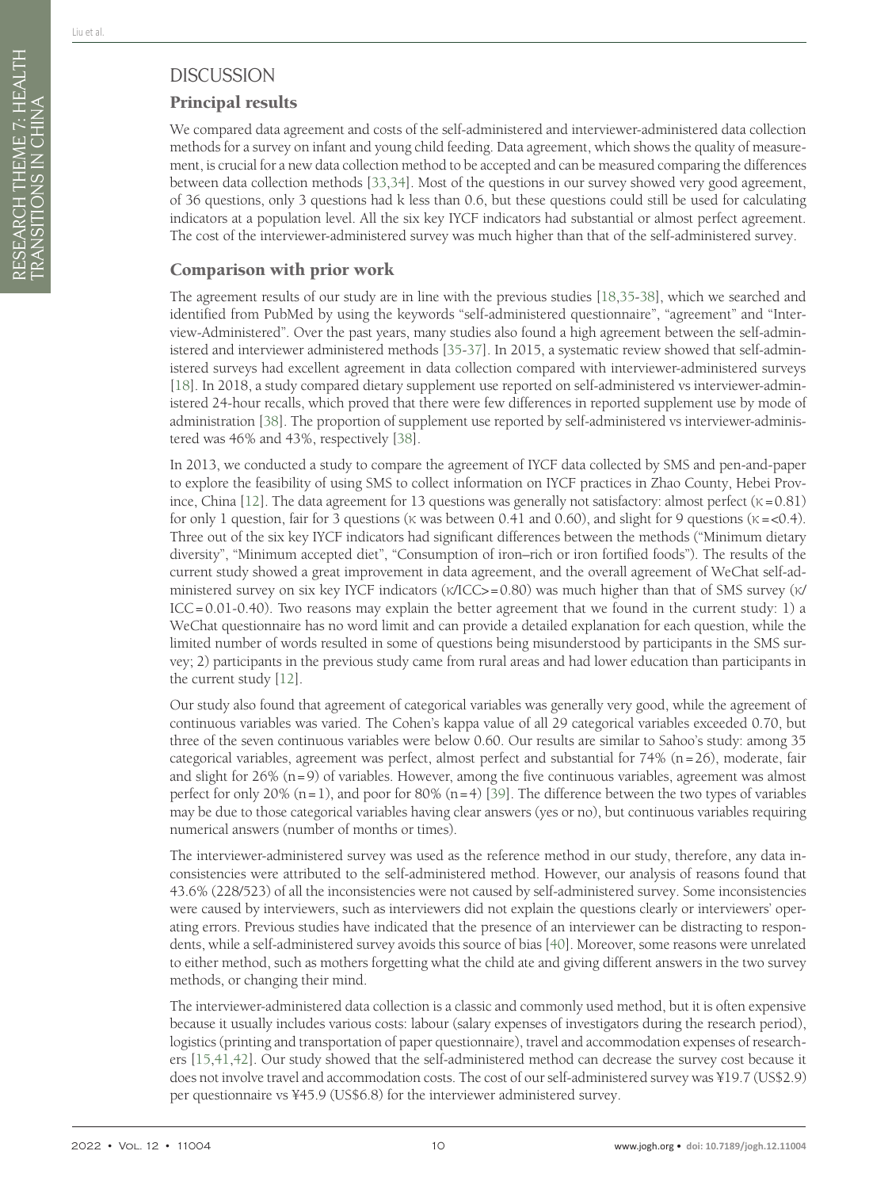## DISCUSSION

### Principal results

We compared data agreement and costs of the self-administered and interviewer-administered data collection methods for a survey on infant and young child feeding. Data agreement, which shows the quality of measurement, is crucial for a new data collection method to be accepted and can be measured comparing the differences between data collection methods [33,34]. Most of the questions in our survey showed very good agreement, of 36 questions, only 3 questions had k less than 0.6, but these questions could still be used for calculating indicators at a population level. All the six key IYCF indicators had substantial or almost perfect agreement. The cost of the interviewer-administered survey was much higher than that of the self-administered survey.

### Comparison with prior work

The agreement results of our study are in line with the previous studies [18,35-38], which we searched and identified from PubMed by using the keywords "self-administered questionnaire", "agreement" and "Interview-Administered". Over the past years, many studies also found a high agreement between the self-administered and interviewer administered methods [35-37]. In 2015, a systematic review showed that self-administered surveys had excellent agreement in data collection compared with interviewer-administered surveys [18]. In 2018, a study compared dietary supplement use reported on self-administered vs interviewer-administered 24-hour recalls, which proved that there were few differences in reported supplement use by mode of administration [38]. The proportion of supplement use reported by self-administered vs interviewer-administered was 46% and 43%, respectively [38].

In 2013, we conducted a study to compare the agreement of IYCF data collected by SMS and pen-and-paper to explore the feasibility of using SMS to collect information on IYCF practices in Zhao County, Hebei Province, China [12]. The data agreement for 13 questions was generally not satisfactory: almost perfect ($\kappa = 0.81$) for only 1 question, fair for 3 questions ($\kappa$ was between 0.41 and 0.60), and slight for 9 questions ($\kappa = <0.4$). Three out of the six key IYCF indicators had significant differences between the methods ("Minimum dietary diversity", "Minimum accepted diet", "Consumption of iron–rich or iron fortified foods"). The results of the current study showed a great improvement in data agreement, and the overall agreement of WeChat self-administered survey on six key IYCF indicators ($\kappa$/ICC>=0.80) was much higher than that of SMS survey ($\kappa$/ICC=0.01-0.40). Two reasons may explain the better agreement that we found in the current study: 1) a WeChat questionnaire has no word limit and can provide a detailed explanation for each question, while the limited number of words resulted in some of questions being misunderstood by participants in the SMS survey; 2) participants in the previous study came from rural areas and had lower education than participants in the current study [12].

Our study also found that agreement of categorical variables was generally very good, while the agreement of continuous variables was varied. The Cohen's kappa value of all 29 categorical variables exceeded 0.70, but three of the seven continuous variables were below 0.60. Our results are similar to Sahoo's study: among 35 categorical variables, agreement was perfect, almost perfect and substantial for 74% (n=26), moderate, fair and slight for 26% (n=9) of variables. However, among the five continuous variables, agreement was almost perfect for only 20% (n=1), and poor for 80% (n=4) [39]. The difference between the two types of variables may be due to those categorical variables having clear answers (yes or no), but continuous variables requiring numerical answers (number of months or times).

The interviewer-administered survey was used as the reference method in our study, therefore, any data inconsistencies were attributed to the self-administered method. However, our analysis of reasons found that 43.6% (228/523) of all the inconsistencies were not caused by self-administered survey. Some inconsistencies were caused by interviewers, such as interviewers did not explain the questions clearly or interviewers' operating errors. Previous studies have indicated that the presence of an interviewer can be distracting to respondents, while a self-administered survey avoids this source of bias [40]. Moreover, some reasons were unrelated to either method, such as mothers forgetting what the child ate and giving different answers in the two survey methods, or changing their mind.

The interviewer-administered data collection is a classic and commonly used method, but it is often expensive because it usually includes various costs: labour (salary expenses of investigators during the research period), logistics (printing and transportation of paper questionnaire), travel and accommodation expenses of researchers [15,41,42]. Our study showed that the self-administered method can decrease the survey cost because it does not involve travel and accommodation costs. The cost of our self-administered survey was ¥19.7 (US$2.9) per questionnaire vs ¥45.9 (US$6.8) for the interviewer administered survey.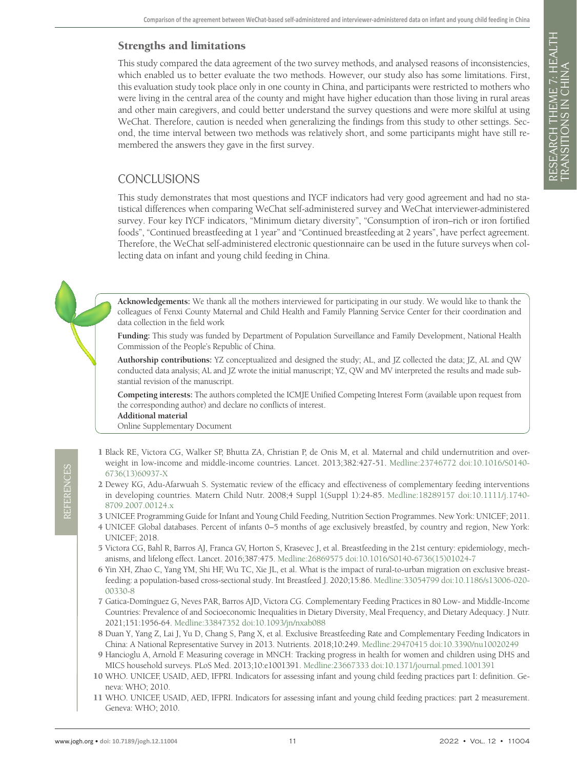## Strengths and limitations

This study compared the data agreement of the two survey methods, and analysed reasons of inconsistencies, which enabled us to better evaluate the two methods. However, our study also has some limitations. First, this evaluation study took place only in one county in China, and participants were restricted to mothers who were living in the central area of the county and might have higher education than those living in rural areas and other main caregivers, and could better understand the survey questions and were more skilful at using WeChat. Therefore, caution is needed when generalizing the findings from this study to other settings. Second, the time interval between two methods was relatively short, and some participants might have still remembered the answers they gave in the first survey.

# CONCLUSIONS

This study demonstrates that most questions and IYCF indicators had very good agreement and had no statistical differences when comparing WeChat self-administered survey and WeChat interviewer-administered survey. Four key IYCF indicators, "Minimum dietary diversity", "Consumption of iron–rich or iron fortified foods", "Continued breastfeeding at 1 year" and "Continued breastfeeding at 2 years", have perfect agreement. Therefore, the WeChat self-administered electronic questionnaire can be used in the future surveys when collecting data on infant and young child feeding in China.

**Acknowledgements:** We thank all the mothers interviewed for participating in our study. We would like to thank the colleagues of Fenxi County Maternal and Child Health and Family Planning Service Center for their coordination and data collection in the field work

**Funding:** This study was funded by Department of Population Surveillance and Family Development, National Health Commission of the People's Republic of China.

**Authorship contributions:** YZ conceptualized and designed the study; AL, and JZ collected the data; JZ, AL and QW conducted data analysis; AL and JZ wrote the initial manuscript; YZ, QW and MV interpreted the results and made substantial revision of the manuscript.

**Competing interests:** The authors completed the ICMJE Unified Competing Interest Form (available upon request from the corresponding author) and declare no conflicts of interest.

**Additional material**

Online Supplementary Document

## REFERENCES

1 Black RE, Victora CG, Walker SP, Bhutta ZA, Christian P, de Onis M, et al. Maternal and child undernutrition and overweight in low-income and middle-income countries. Lancet. 2013;382:427-51. Medline:23746772 doi:10.1016/S0140-6736(13)60937-X

2 Dewey KG, Adu-Afarwuah S. Systematic review of the efficacy and effectiveness of complementary feeding interventions in developing countries. Matern Child Nutr. 2008;4 Suppl 1(Suppl 1):24-85. Medline:18289157 doi:10.1111/j.1740-8709.2007.00124.x

3 UNICEF. Programming Guide for Infant and Young Child Feeding, Nutrition Section Programmes. New York: UNICEF; 2011.

4 UNICEF. Global databases. Percent of infants 0–5 months of age exclusively breastfed, by country and region, New York: UNICEF; 2018.

5 Victora CG, Bahl R, Barros AJ, Franca GV, Horton S, Krasevec J, et al. Breastfeeding in the 21st century: epidemiology, mechanisms, and lifelong effect. Lancet. 2016;387:475. Medline:26869575 doi:10.1016/S0140-6736(15)01024-7

6 Yin XH, Zhao C, Yang YM, Shi HF, Wu TC, Xie JL, et al. What is the impact of rural-to-urban migration on exclusive breastfeeding: a population-based cross-sectional study. Int Breastfeed J. 2020;15:86. Medline:33054799 doi:10.1186/s13006-020-00330-8

7 Gatica-Domínguez G, Neves PAR, Barros AJD, Victora CG. Complementary Feeding Practices in 80 Low- and Middle-Income Countries: Prevalence of and Socioeconomic Inequalities in Dietary Diversity, Meal Frequency, and Dietary Adequacy. J Nutr. 2021;151:1956-64. Medline:33847352 doi:10.1093/jn/nxab088

8 Duan Y, Yang Z, Lai J, Yu D, Chang S, Pang X, et al. Exclusive Breastfeeding Rate and Complementary Feeding Indicators in China: A National Representative Survey in 2013. Nutrients. 2018;10:249. Medline:29470415 doi:10.3390/nu10020249

9 Hancioglu A, Arnold F. Measuring coverage in MNCH: Tracking progress in health for women and children using DHS and MICS household surveys. PLoS Med. 2013;10:e1001391. Medline:23667333 doi:10.1371/journal.pmed.1001391

10 WHO. UNICEF, USAID, AED, IFPRI. Indicators for assessing infant and young child feeding practices part I: definition. Geneva: WHO; 2010.

11 WHO. UNICEF, USAID, AED, IFPRI. Indicators for assessing infant and young child feeding practices: part 2 measurement. Geneva: WHO; 2010.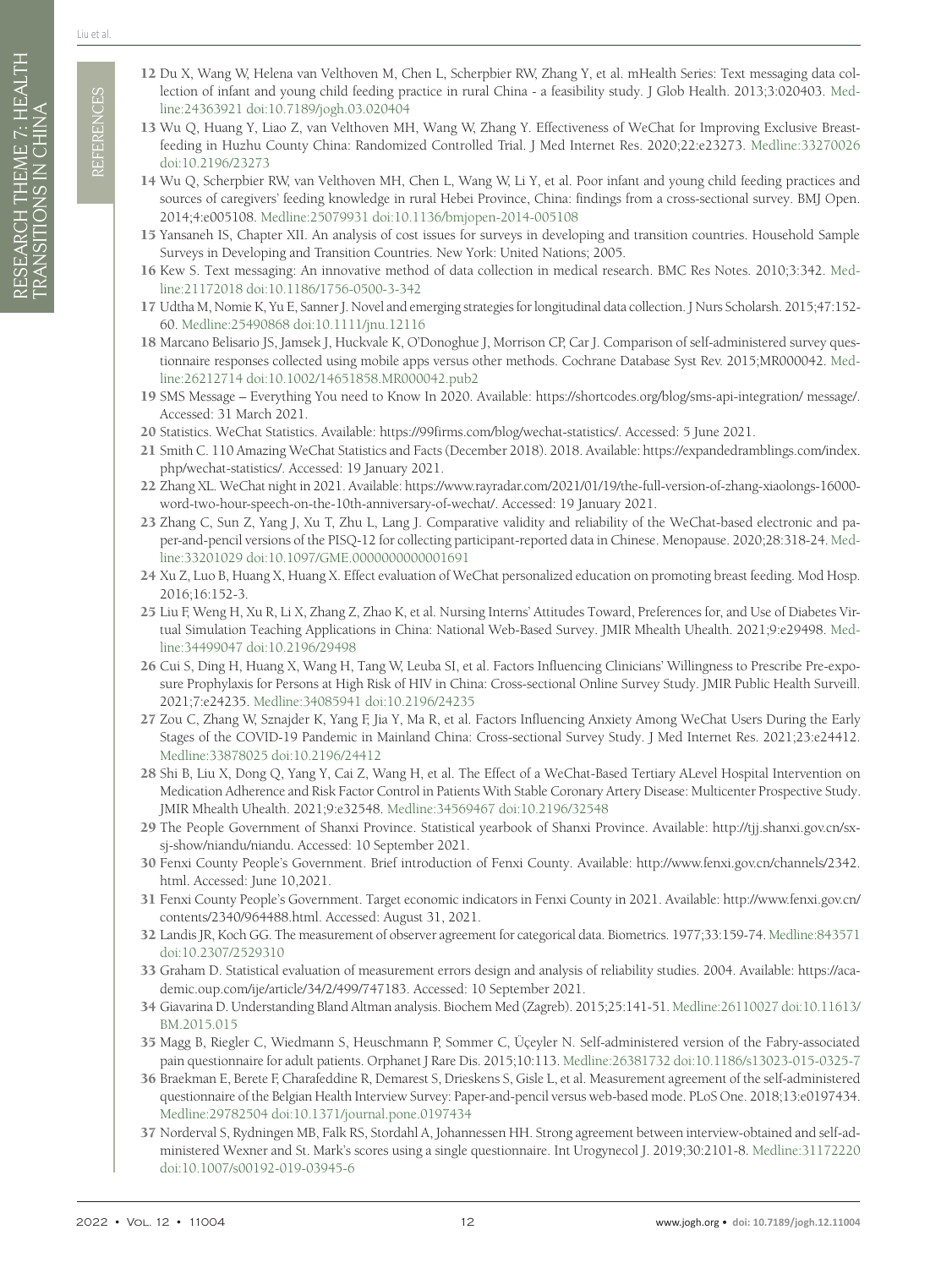12 Du X, Wang W, Helena van Velthoven M, Chen L, Scherpbier RW, Zhang Y, et al. mHealth Series: Text messaging data collection of infant and young child feeding practice in rural China - a feasibility study. J Glob Health. 2013;3:020403. Medline:24363921 doi:10.7189/jogh.03.020404

13 Wu Q, Huang Y, Liao Z, van Velthoven MH, Wang W, Zhang Y. Effectiveness of WeChat for Improving Exclusive Breastfeeding in Huzhu County China: Randomized Controlled Trial. J Med Internet Res. 2020;22:e23273. Medline:33270026 doi:10.2196/23273

14 Wu Q, Scherpbier RW, van Velthoven MH, Chen L, Wang W, Li Y, et al. Poor infant and young child feeding practices and sources of caregivers' feeding knowledge in rural Hebei Province, China: findings from a cross-sectional survey. BMJ Open. 2014;4:e005108. Medline:25079931 doi:10.1136/bmjopen-2014-005108

15 Yansaneh IS, Chapter XII. An analysis of cost issues for surveys in developing and transition countries. Household Sample Surveys in Developing and Transition Countries. New York: United Nations; 2005.

16 Kew S. Text messaging: An innovative method of data collection in medical research. BMC Res Notes. 2010;3:342. Medline:21172018 doi:10.1186/1756-0500-3-342

17 Udtha M, Nomie K, Yu E, Sanner J. Novel and emerging strategies for longitudinal data collection. J Nurs Scholarsh. 2015;47:152-60. Medline:25490868 doi:10.1111/jnu.12116

18 Marcano Belisario JS, Jamsek J, Huckvale K, O'Donoghue J, Morrison CP, Car J. Comparison of self-administered survey questionnaire responses collected using mobile apps versus other methods. Cochrane Database Syst Rev. 2015;MR000042. Medline:26212714 doi:10.1002/14651858.MR000042.pub2

19 SMS Message – Everything You need to Know In 2020. Available: https://shortcodes.org/blog/sms-api-integration/ message/. Accessed: 31 March 2021.

20 Statistics. WeChat Statistics. Available: https://99firms.com/blog/wechat-statistics/. Accessed: 5 June 2021.

21 Smith C. 110 Amazing WeChat Statistics and Facts (December 2018). 2018. Available: https://expandedramblings.com/index.php/wechat-statistics/. Accessed: 19 January 2021.

22 Zhang XL. WeChat night in 2021. Available: https://www.rayradar.com/2021/01/19/the-full-version-of-zhang-xiaolongs-16000-word-two-hour-speech-on-the-10th-anniversary-of-wechat/. Accessed: 19 January 2021.

23 Zhang C, Sun Z, Yang J, Xu T, Zhu L, Lang J. Comparative validity and reliability of the WeChat-based electronic and paper-and-pencil versions of the PISQ-12 for collecting participant-reported data in Chinese. Menopause. 2020;28:318-24. Medline:33201029 doi:10.1097/GME.0000000000001691

24 Xu Z, Luo B, Huang X, Huang X. Effect evaluation of WeChat personalized education on promoting breast feeding. Mod Hosp. 2016;16:152-3.

25 Liu F, Weng H, Xu R, Li X, Zhang Z, Zhao K, et al. Nursing Interns' Attitudes Toward, Preferences for, and Use of Diabetes Virtual Simulation Teaching Applications in China: National Web-Based Survey. JMIR Mhealth Uhealth. 2021;9:e29498. Medline:34499047 doi:10.2196/29498

26 Cui S, Ding H, Huang X, Wang H, Tang W, Leuba SI, et al. Factors Influencing Clinicians' Willingness to Prescribe Pre-exposure Prophylaxis for Persons at High Risk of HIV in China: Cross-sectional Online Survey Study. JMIR Public Health Surveill. 2021;7:e24235. Medline:34085941 doi:10.2196/24235

27 Zou C, Zhang W, Sznajder K, Yang F, Jia Y, Ma R, et al. Factors Influencing Anxiety Among WeChat Users During the Early Stages of the COVID-19 Pandemic in Mainland China: Cross-sectional Survey Study. J Med Internet Res. 2021;23:e24412. Medline:33878025 doi:10.2196/24412

28 Shi B, Liu X, Dong Q, Yang Y, Cai Z, Wang H, et al. The Effect of a WeChat-Based Tertiary ALevel Hospital Intervention on Medication Adherence and Risk Factor Control in Patients With Stable Coronary Artery Disease: Multicenter Prospective Study. JMIR Mhealth Uhealth. 2021;9:e32548. Medline:34569467 doi:10.2196/32548

29 The People Government of Shanxi Province. Statistical yearbook of Shanxi Province. Available: http://tjj.shanxi.gov.cn/sxsj-show/niandu/niandu. Accessed: 10 September 2021.

30 Fenxi County People's Government. Brief introduction of Fenxi County. Available: http://www.fenxi.gov.cn/channels/2342.html. Accessed: June 10,2021.

31 Fenxi County People's Government. Target economic indicators in Fenxi County in 2021. Available: http://www.fenxi.gov.cn/contents/2340/964488.html. Accessed: August 31, 2021.

32 Landis JR, Koch GG. The measurement of observer agreement for categorical data. Biometrics. 1977;33:159-74. Medline:843571 doi:10.2307/2529310

33 Graham D. Statistical evaluation of measurement errors design and analysis of reliability studies. 2004. Available: https://academic.oup.com/ije/article/34/2/499/747183. Accessed: 10 September 2021.

34 Giavarina D. Understanding Bland Altman analysis. Biochem Med (Zagreb). 2015;25:141-51. Medline:26110027 doi:10.11613/BM.2015.015

35 Magg B, Riegler C, Wiedmann S, Heuschmann P, Sommer C, Üçeyler N. Self-administered version of the Fabry-associated pain questionnaire for adult patients. Orphanet J Rare Dis. 2015;10:113. Medline:26381732 doi:10.1186/s13023-015-0325-7

36 Braekman E, Berete F, Charafeddine R, Demarest S, Drieskens S, Gisle L, et al. Measurement agreement of the self-administered questionnaire of the Belgian Health Interview Survey: Paper-and-pencil versus web-based mode. PLoS One. 2018;13:e0197434. Medline:29782504 doi:10.1371/journal.pone.0197434

37 Norderval S, Rydningen MB, Falk RS, Stordahl A, Johannessen HH. Strong agreement between interview-obtained and self-administered Wexner and St. Mark's scores using a single questionnaire. Int Urogynecol J. 2019;30:2101-8. Medline:31172220 doi:10.1007/s00192-019-03945-6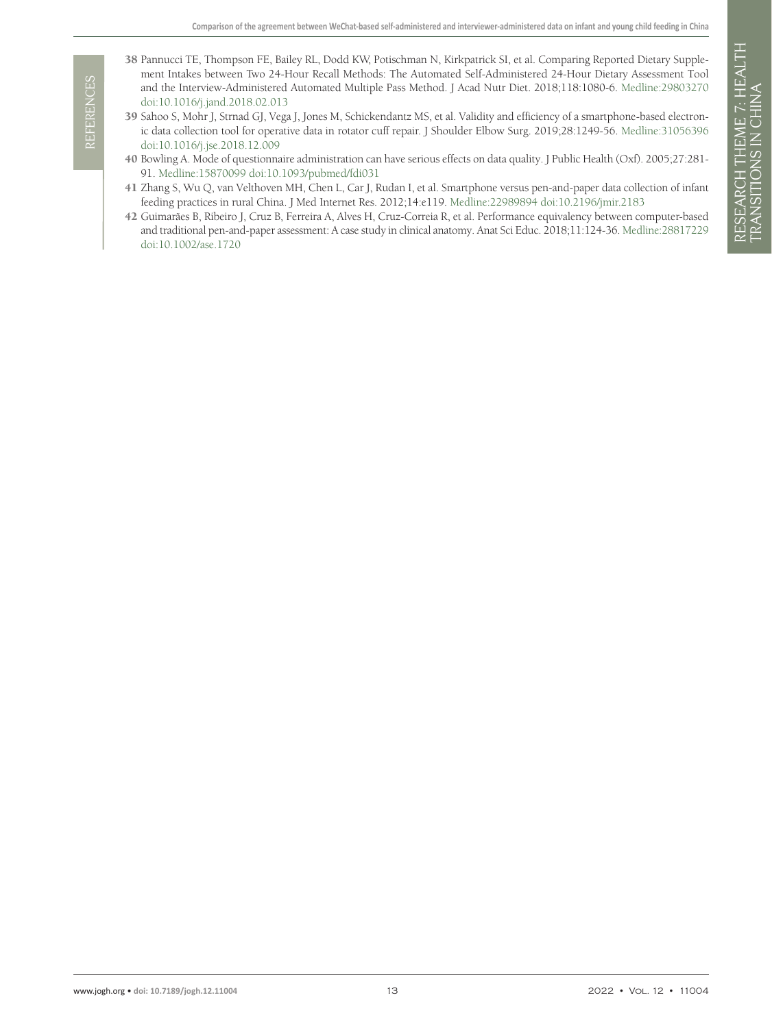38 Pannucci TE, Thompson FE, Bailey RL, Dodd KW, Potischman N, Kirkpatrick SI, et al. Comparing Reported Dietary Supplement Intakes between Two 24-Hour Recall Methods: The Automated Self-Administered 24-Hour Dietary Assessment Tool and the Interview-Administered Automated Multiple Pass Method. J Acad Nutr Diet. 2018;118:1080-6. Medline:29803270 doi:10.1016/j.jand.2018.02.013

39 Sahoo S, Mohr J, Strnad GJ, Vega J, Jones M, Schickendantz MS, et al. Validity and efficiency of a smartphone-based electronic data collection tool for operative data in rotator cuff repair. J Shoulder Elbow Surg. 2019;28:1249-56. Medline:31056396 doi:10.1016/j.jse.2018.12.009

40 Bowling A. Mode of questionnaire administration can have serious effects on data quality. J Public Health (Oxf). 2005;27:281-91. Medline:15870099 doi:10.1093/pubmed/fdi031

41 Zhang S, Wu Q, van Velthoven MH, Chen L, Car J, Rudan I, et al. Smartphone versus pen-and-paper data collection of infant feeding practices in rural China. J Med Internet Res. 2012;14:e119. Medline:22989894 doi:10.2196/jmir.2183

42 Guimarães B, Ribeiro J, Cruz B, Ferreira A, Alves H, Cruz-Correia R, et al. Performance equivalency between computer-based and traditional pen-and-paper assessment: A case study in clinical anatomy. Anat Sci Educ. 2018;11:124-36. Medline:28817229 doi:10.1002/ase.1720